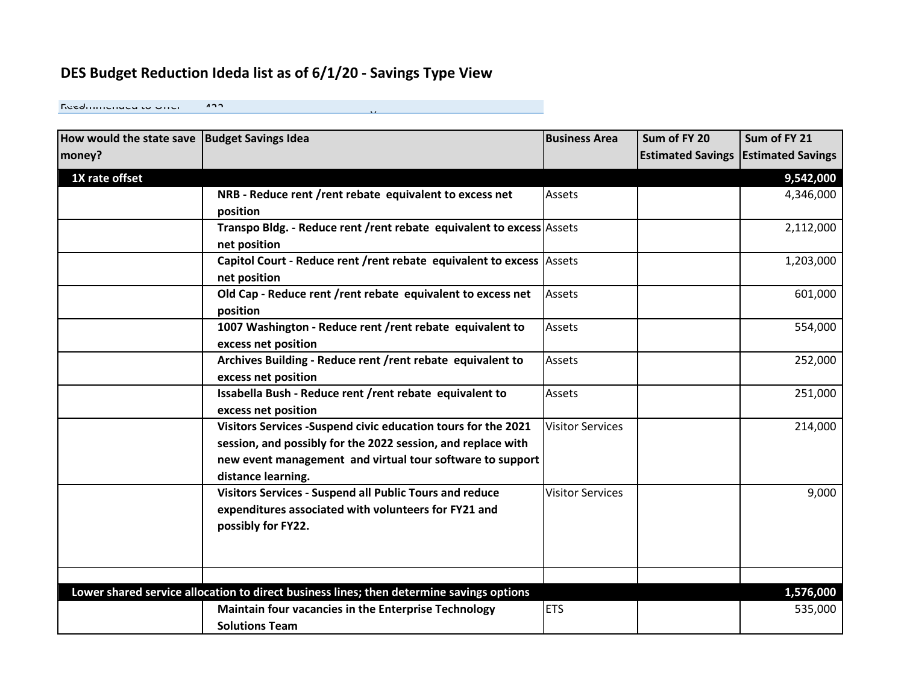# DES Budget Reduction Ideda list as of 6/1/20 - Savings Type View

| How would the state save money? | Budget Savings Idea | Business Area | Sum of FY 20 Estimated Savings | Sum of FY 21 Estimated Savings |
|---|---|---|---|---|
| **1X rate offset** | | | | **9,542,000** |
| | **NRB - Reduce rent /rent rebate equivalent to excess net position** | Assets | | 4,346,000 |
| | **Transpo Bldg. - Reduce rent /rent rebate equivalent to excess net position** | Assets | | 2,112,000 |
| | **Capitol Court - Reduce rent /rent rebate equivalent to excess net position** | Assets | | 1,203,000 |
| | **Old Cap - Reduce rent /rent rebate equivalent to excess net position** | Assets | | 601,000 |
| | **1007 Washington - Reduce rent /rent rebate equivalent to excess net position** | Assets | | 554,000 |
| | **Archives Building - Reduce rent /rent rebate equivalent to excess net position** | Assets | | 252,000 |
| | **Issabella Bush - Reduce rent /rent rebate equivalent to excess net position** | Assets | | 251,000 |
| | **Visitors Services -Suspend civic education tours for the 2021 session, and possibly for the 2022 session, and replace with new event management and virtual tour software to support distance learning.** | Visitor Services | | 214,000 |
| | **Visitors Services - Suspend all Public Tours and reduce expenditures associated with volunteers for FY21 and possibly for FY22.** | Visitor Services | | 9,000 |
| | | | | |
| **Lower shared service allocation to direct business lines; then determine savings options** | | | | **1,576,000** |
| | **Maintain four vacancies in the Enterprise Technology Solutions Team** | ETS | | 535,000 |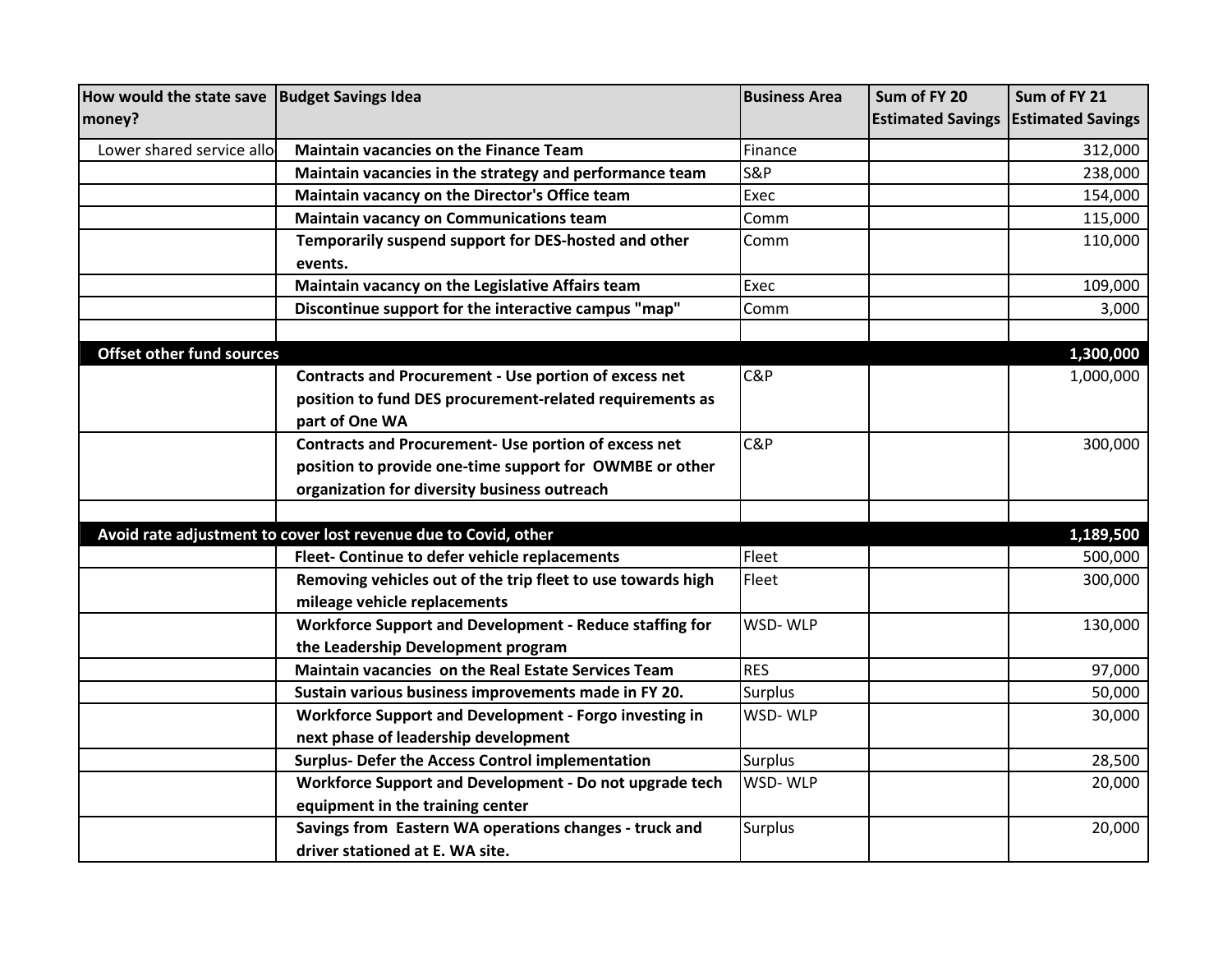| How would the state save money? | Budget Savings Idea | Business Area | Sum of FY 20 Estimated Savings | Sum of FY 21 Estimated Savings |
|---|---|---|---|---|
| Lower shared service allo | **Maintain vacancies on the Finance Team** | Finance | | 312,000 |
| | **Maintain vacancies in the strategy and performance team** | S&P | | 238,000 |
| | **Maintain vacancy on the Director's Office team** | Exec | | 154,000 |
| | **Maintain vacancy on Communications team** | Comm | | 115,000 |
| | **Temporarily suspend support for DES-hosted and other events.** | Comm | | 110,000 |
| | **Maintain vacancy on the Legislative Affairs team** | Exec | | 109,000 |
| | **Discontinue support for the interactive campus "map"** | Comm | | 3,000 |
| | | | | |
| **Offset other fund sources** | | | | **1,300,000** |
| | **Contracts and Procurement - Use portion of excess net position to fund DES procurement-related requirements as part of One WA** | C&P | | 1,000,000 |
| | **Contracts and Procurement- Use portion of excess net position to provide one-time support for OWMBE or other organization for diversity business outreach** | C&P | | 300,000 |
| | | | | |
| **Avoid rate adjustment to cover lost revenue due to Covid, other** | | | | **1,189,500** |
| | **Fleet- Continue to defer vehicle replacements** | Fleet | | 500,000 |
| | **Removing vehicles out of the trip fleet to use towards high mileage vehicle replacements** | Fleet | | 300,000 |
| | **Workforce Support and Development - Reduce staffing for the Leadership Development program** | WSD- WLP | | 130,000 |
| | **Maintain vacancies on the Real Estate Services Team** | RES | | 97,000 |
| | **Sustain various business improvements made in FY 20.** | Surplus | | 50,000 |
| | **Workforce Support and Development - Forgo investing in next phase of leadership development** | WSD- WLP | | 30,000 |
| | **Surplus- Defer the Access Control implementation** | Surplus | | 28,500 |
| | **Workforce Support and Development - Do not upgrade tech equipment in the training center** | WSD- WLP | | 20,000 |
| | **Savings from Eastern WA operations changes - truck and driver stationed at E. WA site.** | Surplus | | 20,000 |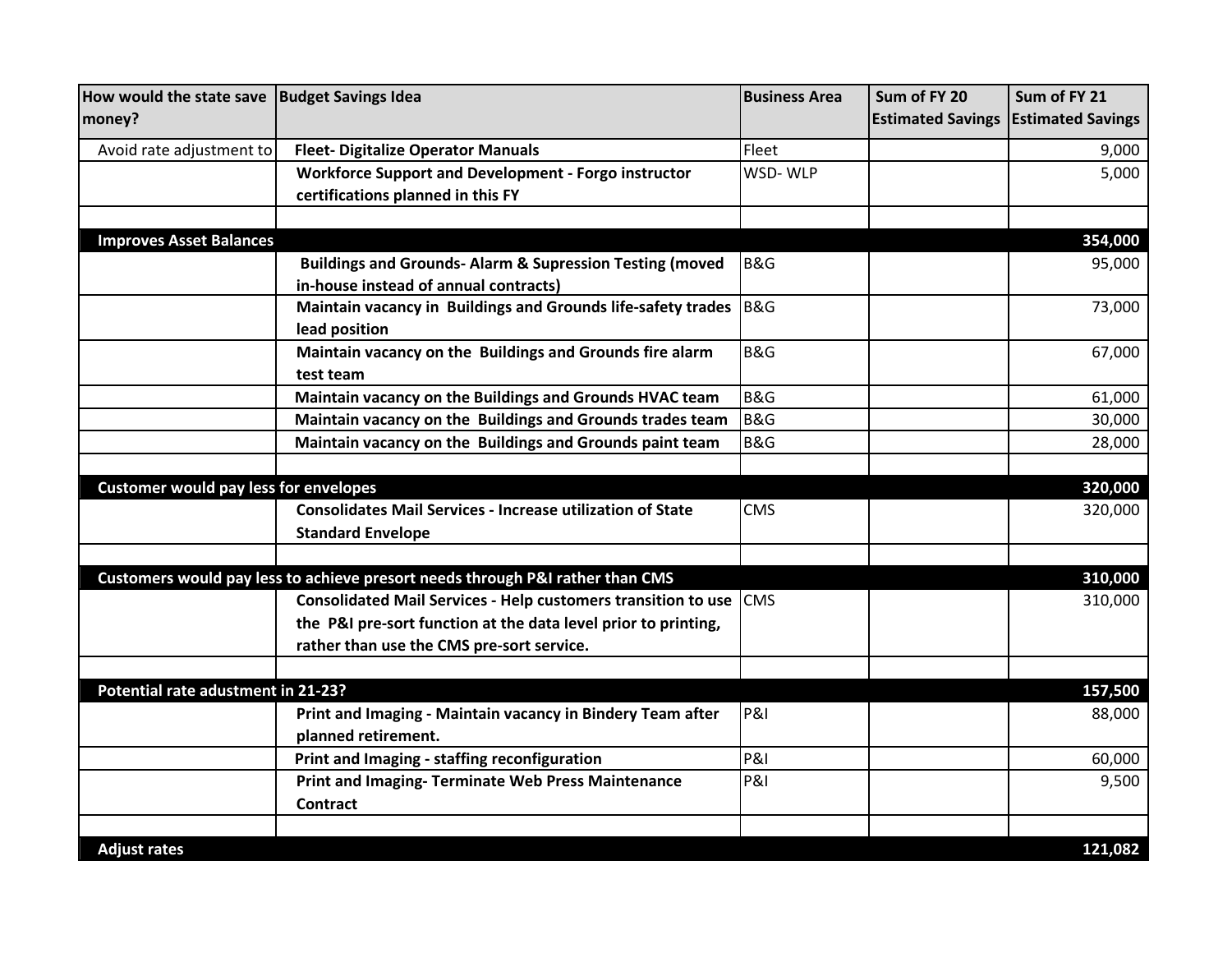| How would the state save money? | Budget Savings Idea | Business Area | Sum of FY 20 Estimated Savings | Sum of FY 21 Estimated Savings |
|---|---|---|---|---|
| Avoid rate adjustment to | **Fleet- Digitalize Operator Manuals** | Fleet | | 9,000 |
| | **Workforce Support and Development - Forgo instructor certifications planned in this FY** | WSD- WLP | | 5,000 |
| | | | | |
| **Improves Asset Balances** | | | | **354,000** |
| | **Buildings and Grounds- Alarm & Supression Testing (moved in-house instead of annual contracts)** | B&G | | 95,000 |
| | **Maintain vacancy in Buildings and Grounds life-safety trades lead position** | B&G | | 73,000 |
| | **Maintain vacancy on the Buildings and Grounds fire alarm test team** | B&G | | 67,000 |
| | **Maintain vacancy on the Buildings and Grounds HVAC team** | B&G | | 61,000 |
| | **Maintain vacancy on the Buildings and Grounds trades team** | B&G | | 30,000 |
| | **Maintain vacancy on the Buildings and Grounds paint team** | B&G | | 28,000 |
| | | | | |
| **Customer would pay less for envelopes** | | | | **320,000** |
| | **Consolidates Mail Services - Increase utilization of State Standard Envelope** | CMS | | 320,000 |
| | | | | |
| **Customers would pay less to achieve presort needs through P&I rather than CMS** | | | | **310,000** |
| | **Consolidated Mail Services - Help customers transition to use the P&I pre-sort function at the data level prior to printing, rather than use the CMS pre-sort service.** | CMS | | 310,000 |
| | | | | |
| **Potential rate adustment in 21-23?** | | | | **157,500** |
| | **Print and Imaging - Maintain vacancy in Bindery Team after planned retirement.** | P&I | | 88,000 |
| | **Print and Imaging - staffing reconfiguration** | P&I | | 60,000 |
| | **Print and Imaging- Terminate Web Press Maintenance Contract** | P&I | | 9,500 |
| | | | | |
| **Adjust rates** | | | | **121,082** |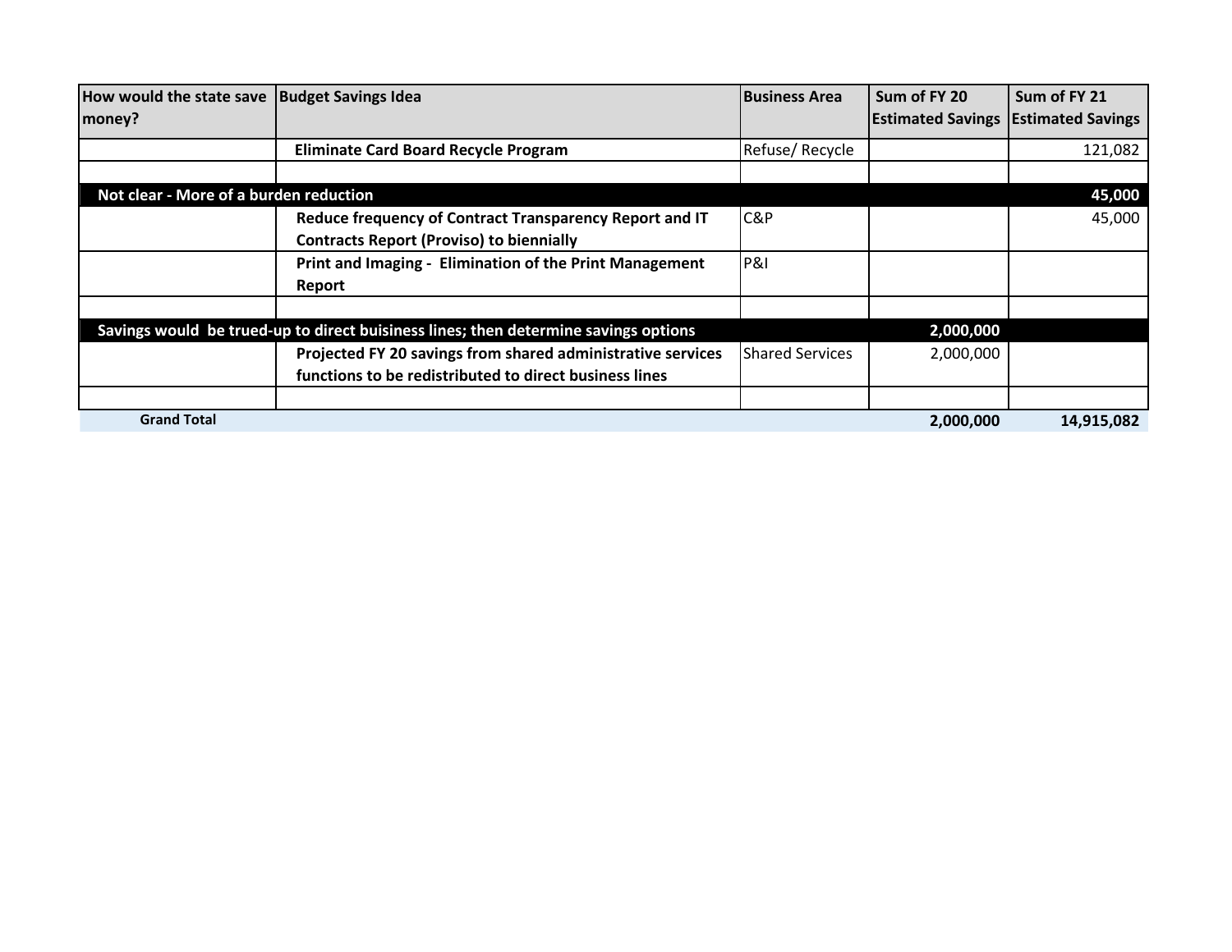| How would the state save money? | Budget Savings Idea | Business Area | Sum of FY 20 Estimated Savings | Sum of FY 21 Estimated Savings |
|---|---|---|---|---|
| | **Eliminate Card Board Recycle Program** | Refuse/ Recycle | | 121,082 |
| | | | | |
| **Not clear - More of a burden reduction** | | | | **45,000** |
| | **Reduce frequency of Contract Transparency Report and IT Contracts Report (Proviso) to biennially** | C&P | | 45,000 |
| | **Print and Imaging - Elimination of the Print Management Report** | P&I | | |
| | | | | |
| **Savings would be trued-up to direct buisiness lines; then determine savings options** | | | **2,000,000** | |
| | **Projected FY 20 savings from shared administrative services functions to be redistributed to direct business lines** | Shared Services | 2,000,000 | |
| | | | | |
| **Grand Total** | | | **2,000,000** | **14,915,082** |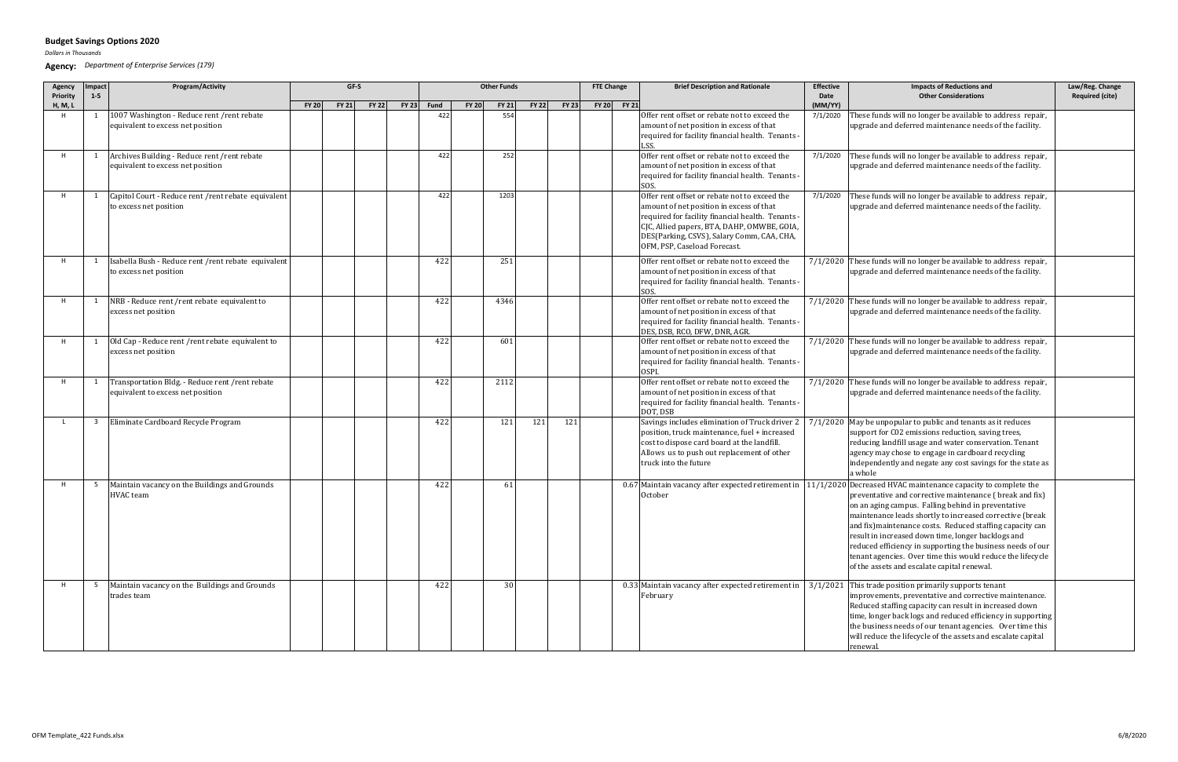## Budget Savings Options 2020

*Dollars in Thousands*

**Agency:** *Department of Enterprise Services (179)*

| Agency Priority H, M, L | Impact 1-5 | Program/Activity | GF-S | | | | Other Funds | | | | | FTE Change | | Brief Description and Rationale | Effective Date (MM/YY) | Impacts of Reductions and Other Considerations | Law/Reg. Change Required (cite) |
|---|---|---|---|---|---|---|---|---|---|---|---|---|---|---|---|---|---|
| | | | FY 20 | FY 21 | FY 22 | FY 23 | Fund | FY 20 | FY 21 | FY 22 | FY 23 | FY 20 | FY 21 | | | | |
| H | 1 | 1007 Washington - Reduce rent /rent rebate equivalent to excess net position | | | | | 422 | | 554 | | | | | Offer rent offset or rebate not to exceed the amount of net position in excess of that required for facility financial health. Tenants - LSS. | 7/1/2020 | These funds will no longer be available to address repair, upgrade and deferred maintenance needs of the facility. | |
| H | 1 | Archives Building - Reduce rent /rent rebate equivalent to excess net position | | | | | 422 | | 252 | | | | | Offer rent offset or rebate not to exceed the amount of net position in excess of that required for facility financial health. Tenants - SOS. | 7/1/2020 | These funds will no longer be available to address repair, upgrade and deferred maintenance needs of the facility. | |
| H | 1 | Capitol Court - Reduce rent /rent rebate equivalent to excess net position | | | | | 422 | | 1203 | | | | | Offer rent offset or rebate not to exceed the amount of net position in excess of that required for facility financial health. Tenants - CJC, Allied papers, BTA, DAHP, OMWBE, GOIA, DES(Parking, CSVS), Salary Comm, CAA, CHA, OFM, PSP, Caseload Forecast. | 7/1/2020 | These funds will no longer be available to address repair, upgrade and deferred maintenance needs of the facility. | |
| H | 1 | Isabella Bush - Reduce rent /rent rebate equivalent to excess net position | | | | | 422 | | 251 | | | | | Offer rent offset or rebate not to exceed the amount of net position in excess of that required for facility financial health. Tenants - SOS. | 7/1/2020 | These funds will no longer be available to address repair, upgrade and deferred maintenance needs of the facility. | |
| H | 1 | NRB - Reduce rent /rent rebate equivalent to excess net position | | | | | 422 | | 4346 | | | | | Offer rent offset or rebate not to exceed the amount of net position in excess of that required for facility financial health. Tenants - DES, DSB, RCO, DFW, DNR, AGR. | 7/1/2020 | These funds will no longer be available to address repair, upgrade and deferred maintenance needs of the facility. | |
| H | 1 | Old Cap - Reduce rent /rent rebate equivalent to excess net position | | | | | 422 | | 601 | | | | | Offer rent offset or rebate not to exceed the amount of net position in excess of that required for facility financial health. Tenants - OSPI. | 7/1/2020 | These funds will no longer be available to address repair, upgrade and deferred maintenance needs of the facility. | |
| H | 1 | Transportation Bldg. - Reduce rent /rent rebate equivalent to excess net position | | | | | 422 | | 2112 | | | | | Offer rent offset or rebate not to exceed the amount of net position in excess of that required for facility financial health. Tenants - DOT, DSB | 7/1/2020 | These funds will no longer be available to address repair, upgrade and deferred maintenance needs of the facility. | |
| L | 3 | Eliminate Cardboard Recycle Program | | | | | 422 | | 121 | 121 | 121 | | | Savings includes elimination of Truck driver 2 position, truck maintenance, fuel + increased cost to dispose card board at the landfill. Allows us to push out replacement of other truck into the future | 7/1/2020 | May be unpopular to public and tenants as it reduces support for C02 emissions reduction, saving trees, reducing landfill usage and water conservation. Tenant agency may chose to engage in cardboard recycling independently and negate any cost savings for the state as a whole | |
| H | 5 | Maintain vacancy on the Buildings and Grounds HVAC team | | | | | 422 | | 61 | | | | 0.67 | Maintain vacancy after expected retirement in October | 11/1/2020 | Decreased HVAC maintenance capacity to complete the preventative and corrective maintenance ( break and fix) on an aging campus. Falling behind in preventative maintenance leads shortly to increased corrective (break and fix)maintenance costs. Reduced staffing capacity can result in increased down time, longer backlogs and reduced efficiency in supporting the business needs of our tenant agencies. Over time this would reduce the lifecycle of the assets and escalate capital renewal. | |
| H | 5 | Maintain vacancy on the Buildings and Grounds trades team | | | | | 422 | | 30 | | | | 0.33 | Maintain vacancy after expected retirement in February | 3/1/2021 | This trade position primarily supports tenant improvements, preventative and corrective maintenance. Reduced staffing capacity can result in increased down time, longer back logs and reduced efficiency in supporting the business needs of our tenant agencies. Over time this will reduce the lifecycle of the assets and escalate capital renewal. | |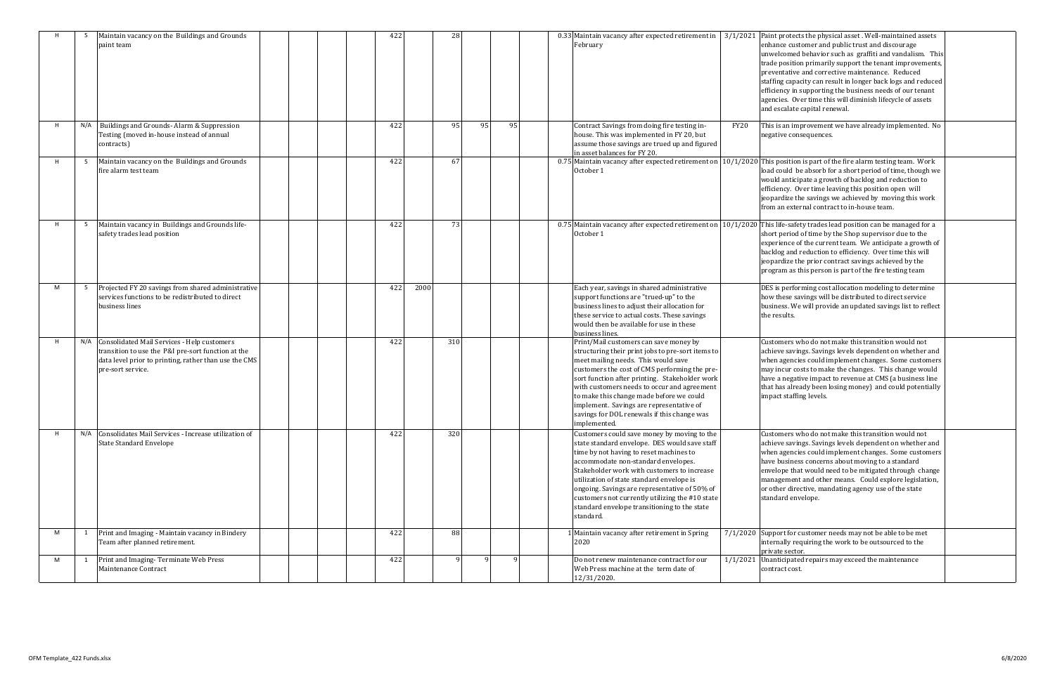| | | | | | | | | | | | | | | | | | |
|---|---|---|---|---|---|---|---|---|---|---|---|---|---|---|---|---|---|
| H | 5 | Maintain vacancy on the Buildings and Grounds paint team | | | | | 422 | | 28 | | | | 0.33 | Maintain vacancy after expected retirement in February | 3/1/2021 | Paint protects the physical asset . Well-maintained assets enhance customer and public trust and discourage unwelcomed behavior such as graffiti and vandalism. This trade position primarily support the tenant improvements, preventative and corrective maintenance. Reduced staffing capacity can result in longer back logs and reduced efficiency in supporting the business needs of our tenant agencies. Over time this will diminish lifecycle of assets and escalate capital renewal. | |
| H | N/A | Buildings and Grounds- Alarm & Suppression Testing (moved in-house instead of annual contracts) | | | | | 422 | | 95 | 95 | 95 | | | Contract Savings from doing fire testing in-house. This was implemented in FY 20, but assume those savings are trued up and figured in asset balances for FY 20. | FY20 | This is an improvement we have already implemented. No negative consequences. | |
| H | 5 | Maintain vacancy on the Buildings and Grounds fire alarm test team | | | | | 422 | | 67 | | | | 0.75 | Maintain vacancy after expected retirement on October 1 | 10/1/2020 | This position is part of the fire alarm testing team. Work load could be absorb for a short period of time, though we would anticipate a growth of backlog and reduction to efficiency. Over time leaving this position open will jeopardize the savings we achieved by moving this work from an external contract to in-house team. | |
| H | 5 | Maintain vacancy in Buildings and Grounds life-safety trades lead position | | | | | 422 | | 73 | | | | 0.75 | Maintain vacancy after expected retirement on October 1 | 10/1/2020 | This life-safety trades lead position can be managed for a short period of time by the Shop supervisor due to the experience of the current team. We anticipate a growth of backlog and reduction to efficiency. Over time this will jeopardize the prior contract savings achieved by the program as this person is part of the fire testing team | |
| M | 5 | Projected FY 20 savings from shared administrative services functions to be redistributed to direct business lines | | | | | 422 | 2000 | | | | | | Each year, savings in shared administrative support functions are "trued-up" to the business lines to adjust their allocation for these service to actual costs. These savings would then be available for use in these business lines. | | DES is performing cost allocation modeling to determine how these savings will be distributed to direct service business. We will provide an updated savings list to reflect the results. | |
| H | N/A | Consolidated Mail Services - Help customers transition to use the P&I pre-sort function at the data level prior to printing, rather than use the CMS pre-sort service. | | | | | 422 | | 310 | | | | | Print/Mail customers can save money by structuring their print jobs to pre-sort items to meet mailing needs. This would save customers the cost of CMS performing the pre-sort function after printing. Stakeholder work with customers needs to occur and agreement to make this change made before we could implement. Savings are representative of savings for DOL renewals if this change was implemented. | | Customers who do not make this transition would not achieve savings. Savings levels dependent on whether and when agencies could implement changes. Some customers may incur costs to make the changes. This change would have a negative impact to revenue at CMS (a business line that has already been losing money) and could potentially impact staffing levels. | |
| H | N/A | Consolidates Mail Services - Increase utilization of State Standard Envelope | | | | | 422 | | 320 | | | | | Customers could save money by moving to the state standard envelope. DES would save staff time by not having to reset machines to accommodate non-standard envelopes. Stakeholder work with customers to increase utilization of state standard envelope is ongoing. Savings are representative of 50% of customers not currently utilizing the #10 state standard envelope transitioning to the state standard. | | Customers who do not make this transition would not achieve savings. Savings levels dependent on whether and when agencies could implement changes. Some customers have business concerns about moving to a standard envelope that would need to be mitigated through change management and other means. Could explore legislation, or other directive, mandating agency use of the state standard envelope. | |
| M | 1 | Print and Imaging - Maintain vacancy in Bindery Team after planned retirement. | | | | | 422 | | 88 | | | | 1 | Maintain vacancy after retirement in Spring 2020 | 7/1/2020 | Support for customer needs may not be able to be met internally requiring the work to be outsourced to the private sector. | |
| M | 1 | Print and Imaging- Terminate Web Press Maintenance Contract | | | | | 422 | | 9 | 9 | 9 | | | Do not renew maintenance contract for our Web Press machine at the term date of 12/31/2020. | 1/1/2021 | Unanticipated repairs may exceed the maintenance contract cost. | |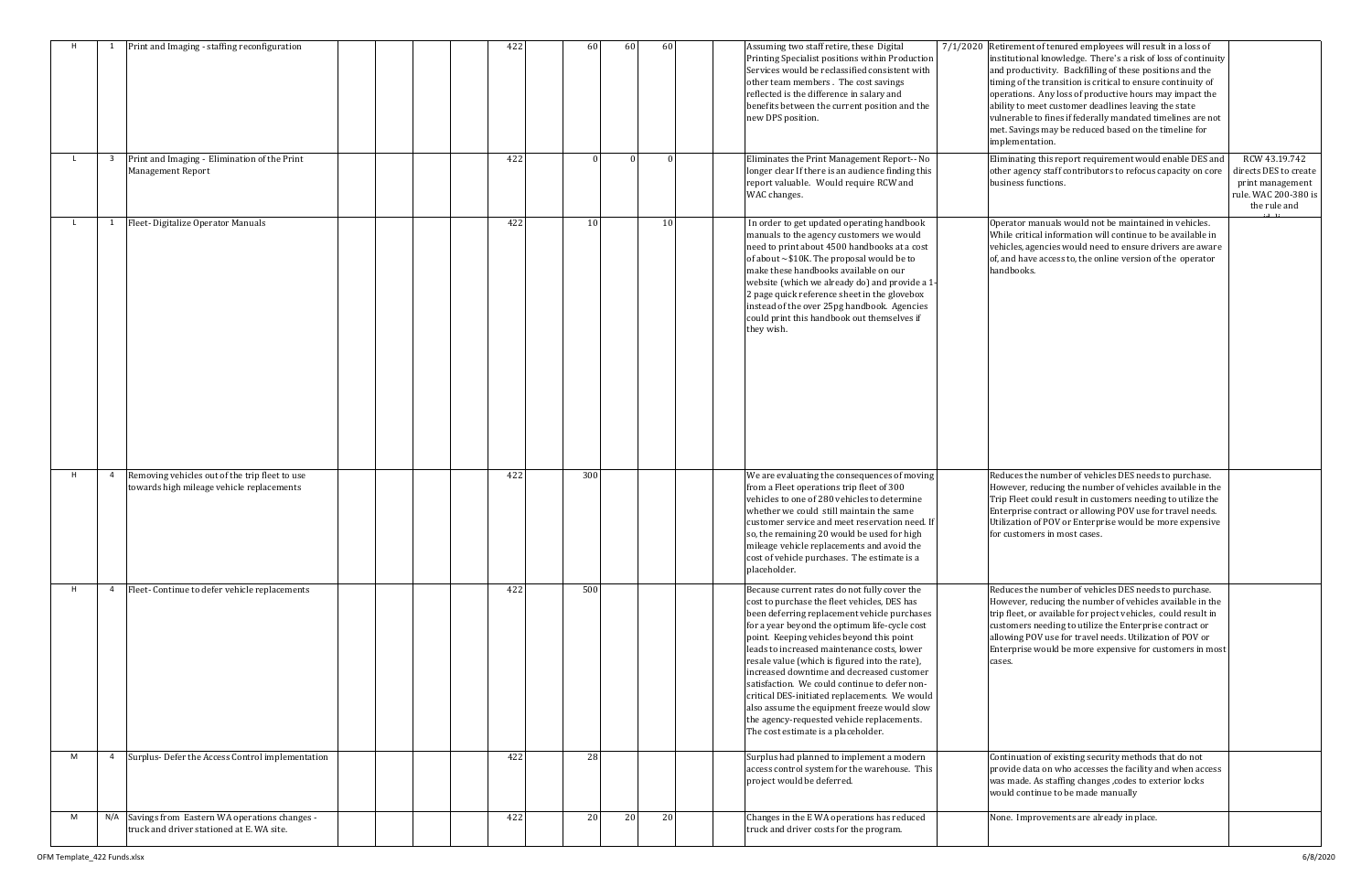| | | | | | | | | | | | | | | | | | |
|---|---|---|---|---|---|---|---|---|---|---|---|---|---|---|---|---|---|
| H | 1 | Print and Imaging - staffing reconfiguration | | | | | 422 | | 60 | 60 | 60 | | | Assuming two staff retire, these Digital Printing Specialist positions within Production Services would be reclassified consistent with other team members . The cost savings reflected is the difference in salary and benefits between the current position and the new DPS position. | 7/1/2020 | Retirement of tenured employees will result in a loss of institutional knowledge. There's a risk of loss of continuity and productivity. Backfilling of these positions and the timing of the transition is critical to ensure continuity of operations. Any loss of productive hours may impact the ability to meet customer deadlines leaving the state vulnerable to fines if federally mandated timelines are not met. Savings may be reduced based on the timeline for implementation. | |
| L | 3 | Print and Imaging - Elimination of the Print Management Report | | | | | 422 | | 0 | 0 | 0 | | | Eliminates the Print Management Report-- No longer clear If there is an audience finding this report valuable. Would require RCW and WAC changes. | | Eliminating this report requirement would enable DES and other agency staff contributors to refocus capacity on core business functions. | RCW 43.19.742 directs DES to create print management rule. WAC 200-380 is the rule and |
| L | 1 | Fleet- Digitalize Operator Manuals | | | | | 422 | | 10 | | 10 | | | In order to get updated operating handbook manuals to the agency customers we would need to print about 4500 handbooks at a cost of about ~$10K. The proposal would be to make these handbooks available on our website (which we already do) and provide a 1-2 page quick reference sheet in the glovebox instead of the over 25pg handbook. Agencies could print this handbook out themselves if they wish. | | Operator manuals would not be maintained in vehicles. While critical information will continue to be available in vehicles, agencies would need to ensure drivers are aware of, and have access to, the online version of the operator handbooks. | |
| H | 4 | Removing vehicles out of the trip fleet to use towards high mileage vehicle replacements | | | | | 422 | | 300 | | | | | We are evaluating the consequences of moving from a Fleet operations trip fleet of 300 vehicles to one of 280 vehicles to determine whether we could still maintain the same customer service and meet reservation need. If so, the remaining 20 would be used for high mileage vehicle replacements and avoid the cost of vehicle purchases. The estimate is a placeholder. | | Reduces the number of vehicles DES needs to purchase. However, reducing the number of vehicles available in the Trip Fleet could result in customers needing to utilize the Enterprise contract or allowing POV use for travel needs. Utilization of POV or Enterprise would be more expensive for customers in most cases. | |
| H | 4 | Fleet- Continue to defer vehicle replacements | | | | | 422 | | 500 | | | | | Because current rates do not fully cover the cost to purchase the fleet vehicles, DES has been deferring replacement vehicle purchases for a year beyond the optimum life-cycle cost point. Keeping vehicles beyond this point leads to increased maintenance costs, lower resale value (which is figured into the rate), increased downtime and decreased customer satisfaction. We could continue to defer non-critical DES-initiated replacements. We would also assume the equipment freeze would slow the agency-requested vehicle replacements. The cost estimate is a placeholder. | | Reduces the number of vehicles DES needs to purchase. However, reducing the number of vehicles available in the trip fleet, or available for project vehicles, could result in customers needing to utilize the Enterprise contract or allowing POV use for travel needs. Utilization of POV or Enterprise would be more expensive for customers in most cases. | |
| M | 4 | Surplus- Defer the Access Control implementation | | | | | 422 | | 28 | | | | | Surplus had planned to implement a modern access control system for the warehouse. This project would be deferred. | | Continuation of existing security methods that do not provide data on who accesses the facility and when access was made. As staffing changes ,codes to exterior locks would continue to be made manually | |
| M | N/A | Savings from Eastern WA operations changes - truck and driver stationed at E. WA site. | | | | | 422 | | 20 | 20 | 20 | | | Changes in the E WA operations has reduced truck and driver costs for the program. | | None. Improvements are already in place. | |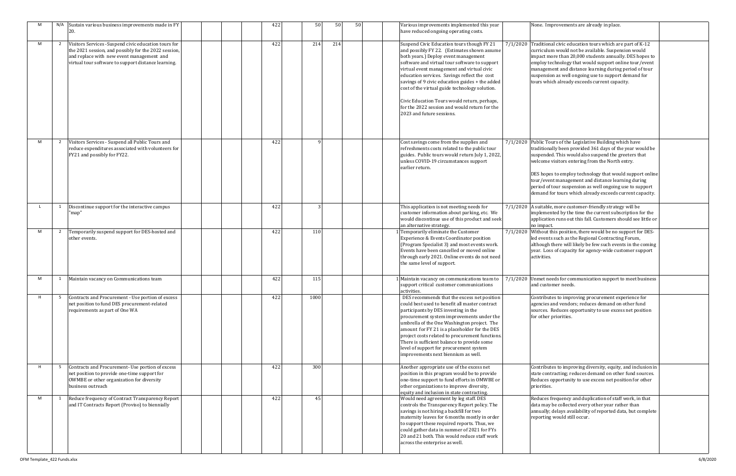| | | | | | | | | | | | | | | | | |
|---|---|---|---|---|---|---|---|---|---|---|---|---|---|---|---|---|
| M | N/A | Sustain various business improvements made in FY 20. | | | | 422 | | 50 | 50 | 50 | | | Various improvements implemented this year have reduced ongoing operating costs. | | None. Improvements are already in place. | |
| M | 2 | Visitors Services -Suspend civic education tours for the 2021 session, and possibly for the 2022 session, and replace with new event management and virtual tour software to support distance learning. | | | | 422 | | 214 | 214 | | | | Suspend Civic Education tours though FY 21 and possibly FY 22. (Estimates shown assume both years.) Deploy event management software and virtual tour software to support virtual event management and virtual civic education services. Savings reflect the cost savings of 9 civic education guides + the added cost of the virtual guide technology solution.<br><br>Civic Education Tours would return, perhaps, for the 2022 session and would return for the 2023 and future sessions. | 7/1/2020 | Traditional civic education tours which are part of K-12 curriculum would not be available. Suspension would impact more than 20,000 students annually. DES hopes to employ technology that would support online tour/event management and distance learning during period of tour suspension as well ongoing use to support demand for tours which already exceeds current capacity. | |
| M | 2 | Visitors Services - Suspend all Public Tours and reduce expenditures associated with volunteers for FY21 and possibly for FY22. | | | | 422 | | 9 | | | | | Cost savings come from the supplies and refreshments costs related to the public tour guides. Public tours would return July 1, 2022, unless COVID-19 circumstances support earlier return. | 7/1/2020 | Public Tours of the Legislative Building which have traditionally been provided 361 days of the year would be suspended. This would also suspend the greeters that welcome visitors entering from the North entry.<br><br>DES hopes to employ technology that would support online tour/event management and distance learning during period of tour suspension as well ongoing use to support demand for tours which already exceeds current capacity. | |
| L | 1 | Discontinue support for the interactive campus "map" | | | | 422 | | 3 | | | | | This application is not meeting needs for customer information about parking, etc. We would discontinue use of this product and seek an alternative strategy. | 7/1/2020 | A suitable, more customer-friendly strategy will be implemented by the time the current subscription for the application runs out this fall. Customers should see little or no impact. | |
| M | 2 | Temporarily suspend support for DES-hosted and other events. | | | | 422 | | 110 | | | | 1 | Temporarily eliminate the Customer Experience & Events Coordinator position (Program Specialist 3) and most events work. Events have been cancelled or moved online through early 2021. Online events do not need the same level of support. | 7/1/2020 | Without this position, there would be no support for DES-led events such as the Regional Contracting Forum, although there will likely be few such events in the coming year. Loss of capacity for agency-wide customer support activities. | |
| M | 1 | Maintain vacancy on Communications team | | | | 422 | | 115 | | | | 1 | Maintain vacancy on communications team to support critical customer communications activities. | 7/1/2020 | Unmet needs for communication support to meet business and customer needs. | |
| H | 5 | Contracts and Procurement - Use portion of excess net position to fund DES procurement-related requirements as part of One WA | | | | 422 | | 1000 | | | | | DES recommends that the excess net position could best used to benefit all master contract participants by DES investing in the procurement system improvements under the umbrella of the One Washington project. The amount for FY 21 is a placeholder for the DES project costs related to procurement functions. There is sufficient balance to provide some level of support for procurement system improvements next biennium as well. | | Contributes to improving procurement experience for agencies and vendors; reduces demand on other fund sources. Reduces opportunity to use excess net position for other priorities. | |
| H | 5 | Contracts and Procurement- Use portion of excess net position to provide one-time support for OWMBE or other organization for diversity business outreach | | | | 422 | | 300 | | | | | Another appropriate use of the excess net position in this program would be to provide one-time support to fund efforts in OMWBE or other organizations to improve diversity, equity and inclusion in state contracting. | | Contributes to improving diversity, equity, and inclusion in state contracting; reduces demand on other fund sources. Reduces opportunity to use excess net position for other priorities. | |
| M | 1 | Reduce frequency of Contract Transparency Report and IT Contracts Report (Proviso) to biennially | | | | 422 | | 45 | | | | | Would need agreement by leg staff. DES controls the Transparency Report policy. The savings is not hiring a backfill for two maternity leaves for 6 months mostly in order to support these required reports. Thus, we could gather data in summer of 2021 for FYs 20 and 21 both. This would reduce staff work across the enterprise as well. | | Reduces frequency and duplication of staff work, in that data may be collected every other year rather than annually; delays availability of reported data, but complete reporting would still occur. | |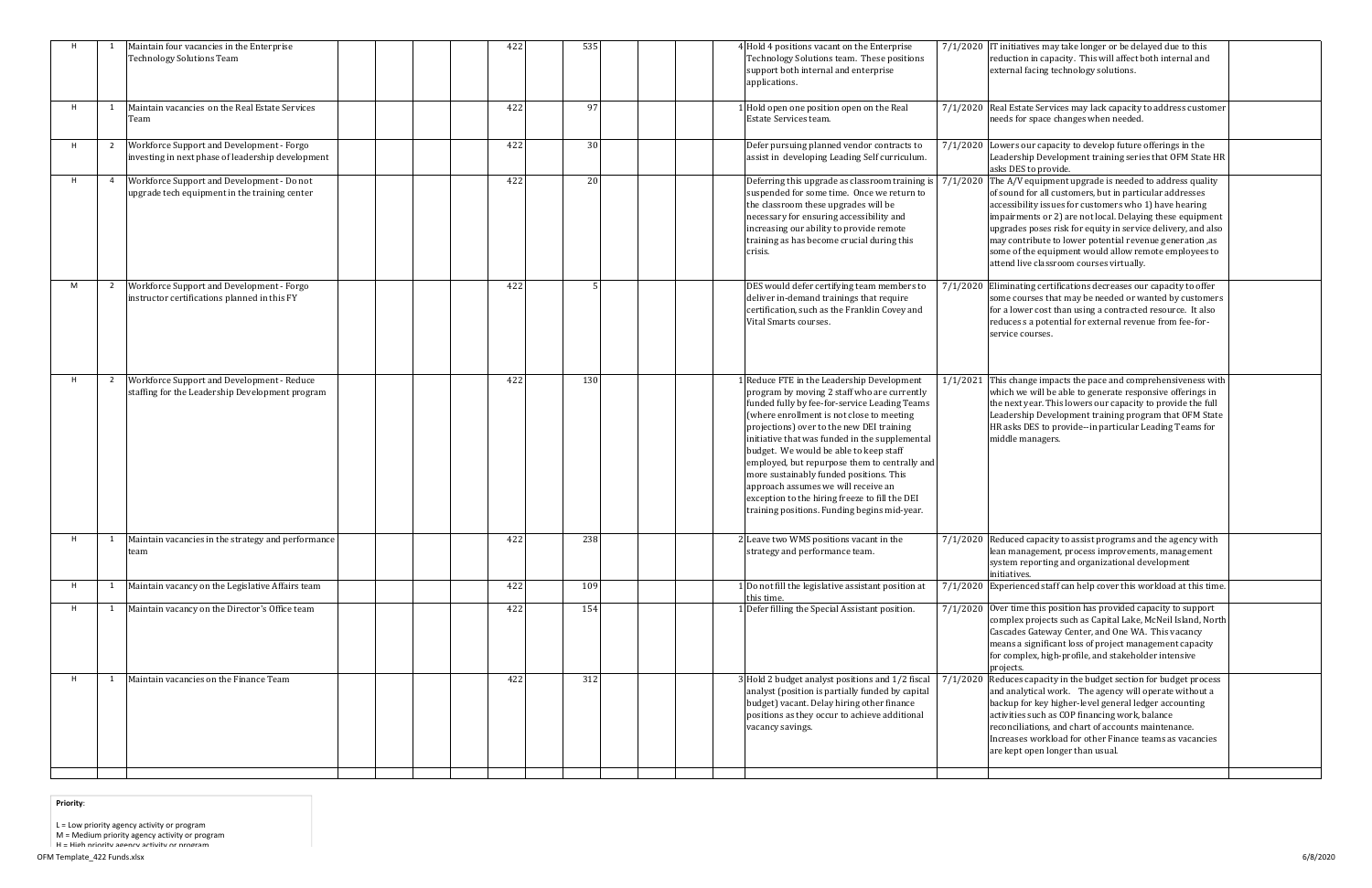| | | | | | | | | | | | | | | | | | |
|---|---|---|---|---|---|---|---|---|---|---|---|---|---|---|---|---|---|
| H | 1 | Maintain four vacancies in the Enterprise Technology Solutions Team | | | | | 422 | | 535 | | | | 4 | Hold 4 positions vacant on the Enterprise Technology Solutions team. These positions support both internal and enterprise applications. | 7/1/2020 | IT initiatives may take longer or be delayed due to this reduction in capacity. This will affect both internal and external facing technology solutions. | |
| H | 1 | Maintain vacancies on the Real Estate Services Team | | | | | 422 | | 97 | | | | 1 | Hold open one position open on the Real Estate Services team. | 7/1/2020 | Real Estate Services may lack capacity to address customer needs for space changes when needed. | |
| H | 2 | Workforce Support and Development - Forgo investing in next phase of leadership development | | | | | 422 | | 30 | | | | | Defer pursuing planned vendor contracts to assist in developing Leading Self curriculum. | 7/1/2020 | Lowers our capacity to develop future offerings in the Leadership Development training series that OFM State HR asks DES to provide. | |
| H | 4 | Workforce Support and Development - Do not upgrade tech equipment in the training center | | | | | 422 | | 20 | | | | | Deferring this upgrade as classroom training is suspended for some time. Once we return to the classroom these upgrades will be necessary for ensuring accessibility and increasing our ability to provide remote training as has become crucial during this crisis. | 7/1/2020 | The A/V equipment upgrade is needed to address quality of sound for all customers, but in particular addresses accessibility issues for customers who 1) have hearing impairments or 2) are not local. Delaying these equipment upgrades poses risk for equity in service delivery, and also may contribute to lower potential revenue generation ,as some of the equipment would allow remote employees to attend live classroom courses virtually. | |
| M | 2 | Workforce Support and Development - Forgo instructor certifications planned in this FY | | | | | 422 | | 5 | | | | | DES would defer certifying team members to deliver in-demand trainings that require certification, such as the Franklin Covey and Vital Smarts courses. | 7/1/2020 | Eliminating certifications decreases our capacity to offer some courses that may be needed or wanted by customers for a lower cost than using a contracted resource. It also reduces s a potential for external revenue from fee-for-service courses. | |
| H | 2 | Workforce Support and Development - Reduce staffing for the Leadership Development program | | | | | 422 | | 130 | | | | 1 | Reduce FTE in the Leadership Development program by moving 2 staff who are currently funded fully by fee-for-service Leading Teams (where enrollment is not close to meeting projections) over to the new DEI training initiative that was funded in the supplemental budget. We would be able to keep staff employed, but repurpose them to centrally and more sustainably funded positions. This approach assumes we will receive an exception to the hiring freeze to fill the DEI training positions. Funding begins mid-year. | 1/1/2021 | This change impacts the pace and comprehensiveness with which we will be able to generate responsive offerings in the next year. This lowers our capacity to provide the full Leadership Development training program that OFM State HR asks DES to provide--in particular Leading Teams for middle managers. | |
| H | 1 | Maintain vacancies in the strategy and performance team | | | | | 422 | | 238 | | | | 2 | Leave two WMS positions vacant in the strategy and performance team. | 7/1/2020 | Reduced capacity to assist programs and the agency with lean management, process improvements, management system reporting and organizational development initiatives. | |
| H | 1 | Maintain vacancy on the Legislative Affairs team | | | | | 422 | | 109 | | | | 1 | Do not fill the legislative assistant position at this time. | 7/1/2020 | Experienced staff can help cover this workload at this time. | |
| H | 1 | Maintain vacancy on the Director's Office team | | | | | 422 | | 154 | | | | 1 | Defer filling the Special Assistant position. | 7/1/2020 | Over time this position has provided capacity to support complex projects such as Capital Lake, McNeil Island, North Cascades Gateway Center, and One WA. This vacancy means a significant loss of project management capacity for complex, high-profile, and stakeholder intensive projects. | |
| H | 1 | Maintain vacancies on the Finance Team | | | | | 422 | | 312 | | | | 3 | Hold 2 budget analyst positions and 1/2 fiscal analyst (position is partially funded by capital budget) vacant. Delay hiring other finance positions as they occur to achieve additional vacancy savings. | 7/1/2020 | Reduces capacity in the budget section for budget process and analytical work. The agency will operate without a backup for key higher-level general ledger accounting activities such as COP financing work, balance reconciliations, and chart of accounts maintenance. Increases workload for other Finance teams as vacancies are kept open longer than usual. | |
| | | | | | | | | | | | | | | | | | |

**Priority**:

L = Low priority agency activity or program
M = Medium priority agency activity or program
H = High priority agency activity or program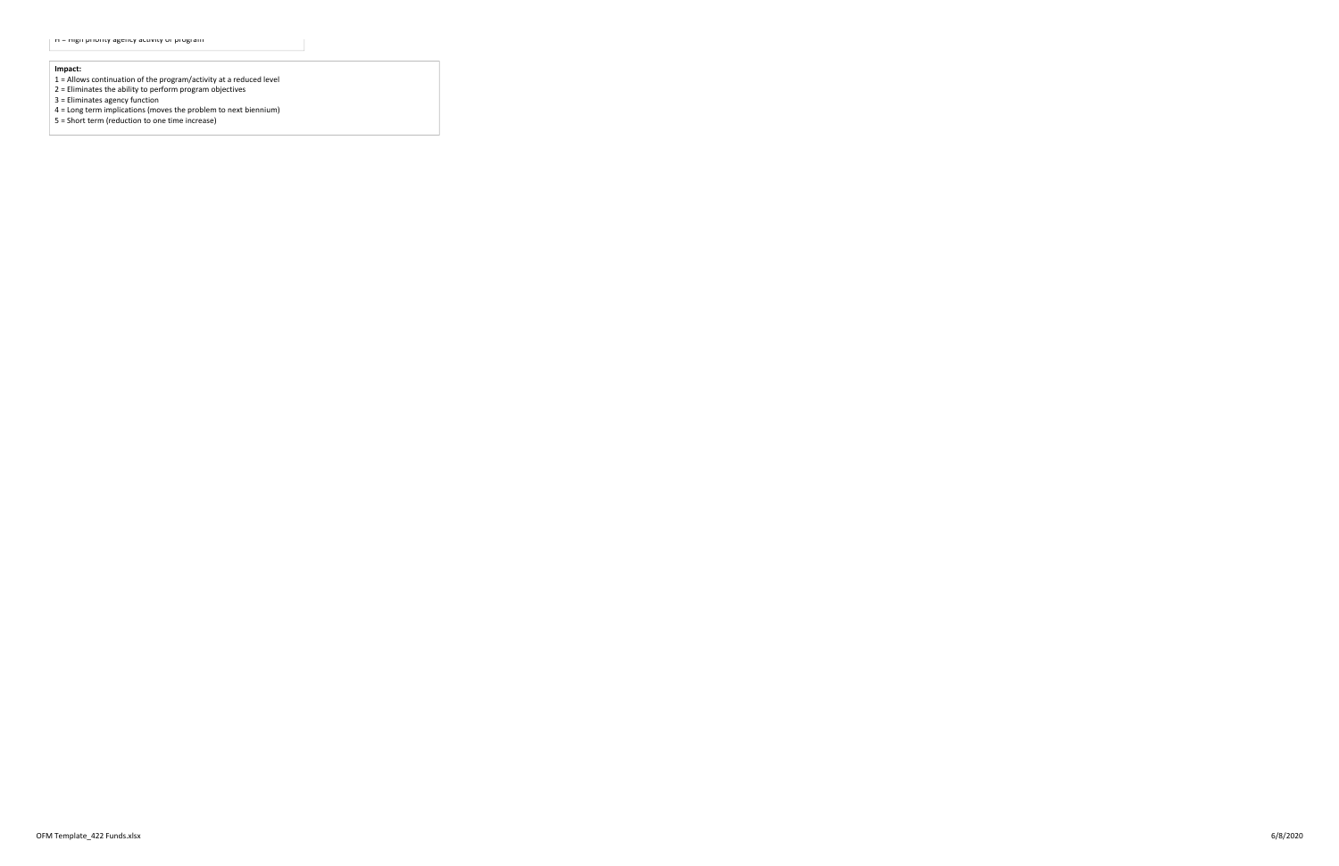H = High priority agency activity or program

**Impact:**

1 = Allows continuation of the program/activity at a reduced level
2 = Eliminates the ability to perform program objectives
3 = Eliminates agency function
4 = Long term implications (moves the problem to next biennium)
5 = Short term (reduction to one time increase)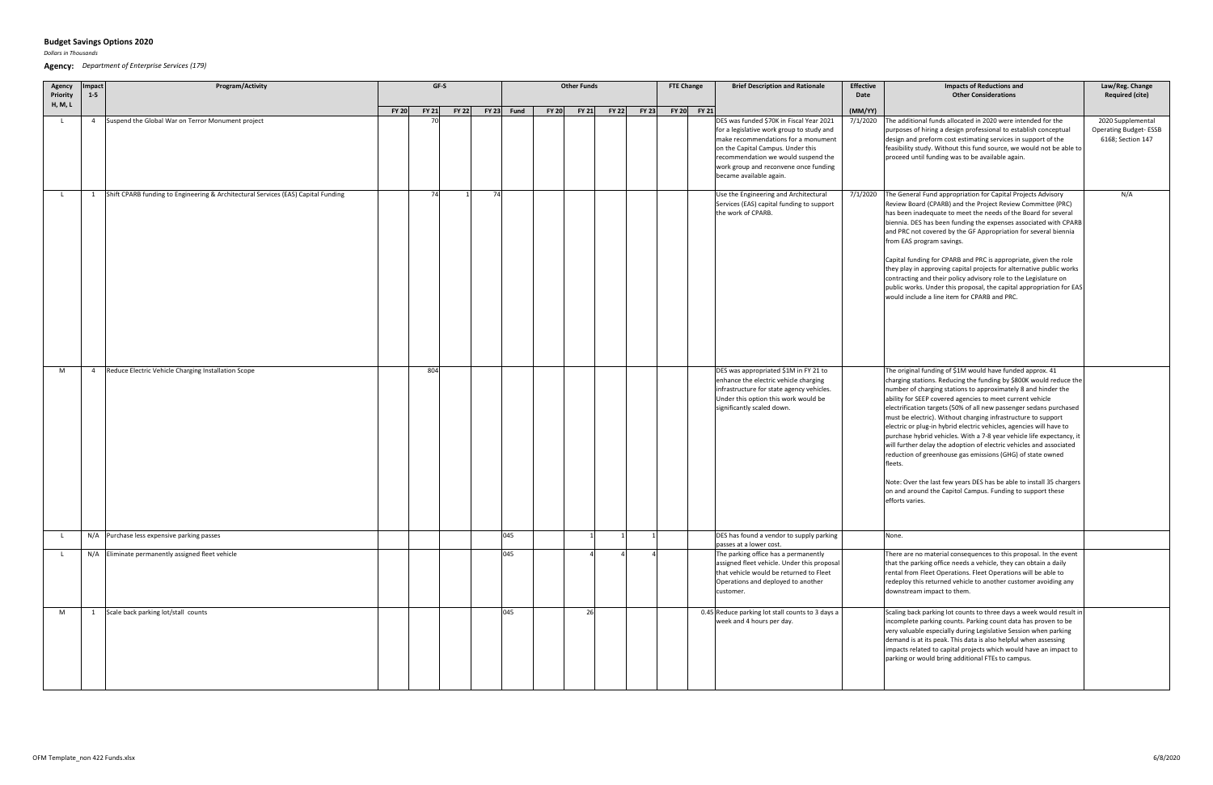# Budget Savings Options 2020

*Dollars in Thousands*

**Agency:** *Department of Enterprise Services (179)*

| Agency Priority H, M, L | Impact 1-5 | Program/Activity | GF-S | | | | Other Funds | | | | | FTE Change | | Brief Description and Rationale | Effective Date | Impacts of Reductions and Other Considerations | Law/Reg. Change Required (cite) |
|---|---|---|---|---|---|---|---|---|---|---|---|---|---|---|---|---|---|
| | | | FY 20 | FY 21 | FY 22 | FY 23 | Fund | FY 20 | FY 21 | FY 22 | FY 23 | FY 20 | FY 21 | | (MM/YY) | | |
| L | 4 | Suspend the Global War on Terror Monument project | | 70 | | | | | | | | | | DES was funded $70K in Fiscal Year 2021 for a legislative work group to study and make recommendations for a monument on the Capital Campus. Under this recommendation we would suspend the work group and reconvene once funding became available again. | 7/1/2020 | The additional funds allocated in 2020 were intended for the purposes of hiring a design professional to establish conceptual design and preform cost estimating services in support of the feasibility study. Without this fund source, we would not be able to proceed until funding was to be available again. | 2020 Supplemental Operating Budget- ESSB 6168; Section 147 |
| L | 1 | Shift CPARB funding to Engineering & Architectural Services (EAS) Capital Funding | | 74 | 1 | 74 | | | | | | | | Use the Engineering and Architectural Services (EAS) capital funding to support the work of CPARB. | 7/1/2020 | The General Fund appropriation for Capital Projects Advisory Review Board (CPARB) and the Project Review Committee (PRC) has been inadequate to meet the needs of the Board for several biennia. DES has been funding the expenses associated with CPARB and PRC not covered by the GF Appropriation for several biennia from EAS program savings.<br><br>Capital funding for CPARB and PRC is appropriate, given the role they play in approving capital projects for alternative public works contracting and their policy advisory role to the Legislature on public works. Under this proposal, the capital appropriation for EAS would include a line item for CPARB and PRC. | N/A |
| M | 4 | Reduce Electric Vehicle Charging Installation Scope | | 804 | | | | | | | | | | DES was appropriated $1M in FY 21 to enhance the electric vehicle charging infrastructure for state agency vehicles. Under this option this work would be significantly scaled down. | | The original funding of $1M would have funded approx. 41 charging stations. Reducing the funding by $800K would reduce the number of charging stations to approximately 8 and hinder the ability for SEEP covered agencies to meet current vehicle electrification targets (50% of all new passenger sedans purchased must be electric). Without charging infrastructure to support electric or plug-in hybrid electric vehicles, agencies will have to purchase hybrid vehicles. With a 7-8 year vehicle life expectancy, it will further delay the adoption of electric vehicles and associated reduction of greenhouse gas emissions (GHG) of state owned fleets.<br><br>Note: Over the last few years DES has be able to install 35 chargers on and around the Capitol Campus. Funding to support these efforts varies. | |
| L | N/A | Purchase less expensive parking passes | | | | | 045 | | 1 | 1 | 1 | | | DES has found a vendor to supply parking passes at a lower cost. | | None. | |
| L | N/A | Eliminate permanently assigned fleet vehicle | | | | | 045 | | 4 | 4 | 4 | | | The parking office has a permanently assigned fleet vehicle. Under this proposal that vehicle would be returned to Fleet Operations and deployed to another customer. | | There are no material consequences to this proposal. In the event that the parking office needs a vehicle, they can obtain a daily rental from Fleet Operations. Fleet Operations will be able to redeploy this returned vehicle to another customer avoiding any downstream impact to them. | |
| M | 1 | Scale back parking lot/stall counts | | | | | 045 | | 26 | | | | 0.45 | Reduce parking lot stall counts to 3 days a week and 4 hours per day. | | Scaling back parking lot counts to three days a week would result in incomplete parking counts. Parking count data has proven to be very valuable especially during Legislative Session when parking demand is at its peak. This data is also helpful when assessing impacts related to capital projects which would have an impact to parking or would bring additional FTEs to campus. | |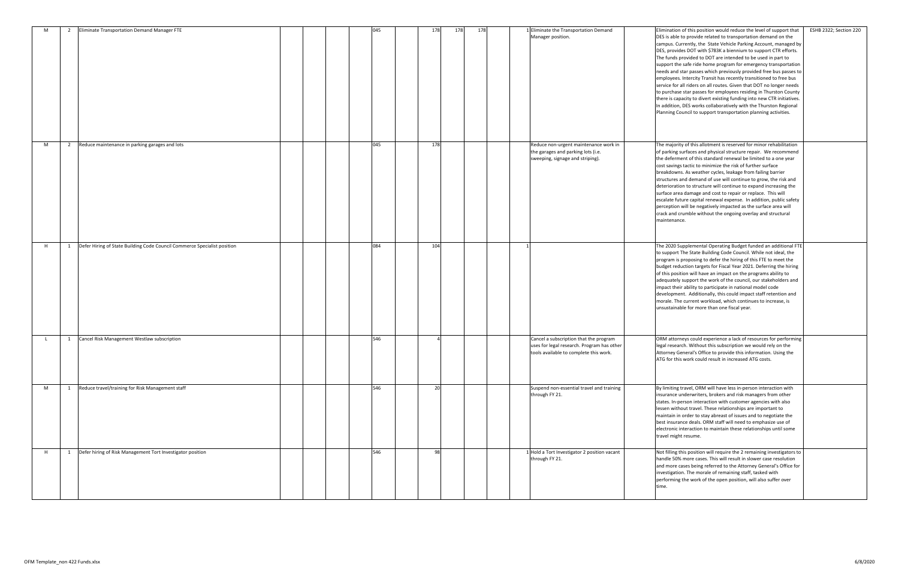| | | | | | | | | | | | | | | | | |
|---|---|---|---|---|---|---|---|---|---|---|---|---|---|---|---|---|
| M | 2 | Eliminate Transportation Demand Manager FTE | | | | 045 | | 178 | 178 | 178 | | 1 | Eliminate the Transportation Demand Manager position. | | Elimination of this position would reduce the level of support that DES is able to provide related to transportation demand on the campus. Currently, the State Vehicle Parking Account, managed by DES, provides DOT with $783K a biennium to support CTR efforts. The funds provided to DOT are intended to be used in part to support the safe ride home program for emergency transportation needs and star passes which previously provided free bus passes to employees. Intercity Transit has recently transitioned to free bus service for all riders on all routes. Given that DOT no longer needs to purchase star passes for employees residing in Thurston County there is capacity to divert existing funding into new CTR initiatives. In addition, DES works collaboratively with the Thurston Regional Planning Council to support transportation planning activities. | ESHB 2322; Section 220 |
| M | 2 | Reduce maintenance in parking garages and lots | | | | 045 | | 178 | | | | | Reduce non-urgent maintenance work in the garages and parking lots (i.e. sweeping, signage and striping). | | The majority of this allotment is reserved for minor rehabilitation of parking surfaces and physical structure repair. We recommend the deferment of this standard renewal be limited to a one year cost savings tactic to minimize the risk of further surface breakdowns. As weather cycles, leakage from failing barrier structures and demand of use will continue to grow, the risk and deterioration to structure will continue to expand increasing the surface area damage and cost to repair or replace. This will escalate future capital renewal expense. In addition, public safety perception will be negatively impacted as the surface area will crack and crumble without the ongoing overlay and structural maintenance. | |
| H | 1 | Defer Hiring of State Building Code Council Commerce Specialist position | | | | 084 | | 104 | | | | 1 | | | The 2020 Supplemental Operating Budget funded an additional FTE to support The State Building Code Council. While not ideal, the program is proposing to defer the hiring of this FTE to meet the budget reduction targets for Fiscal Year 2021. Deferring the hiring of this position will have an impact on the programs ability to adequately support the work of the council, our stakeholders and impact their ability to participate in national model code development. Additionally, this could impact staff retention and morale. The current workload, which continues to increase, is unsustainable for more than one fiscal year. | |
| L | 1 | Cancel Risk Management Westlaw subscription | | | | 546 | | 4 | | | | | Cancel a subscription that the program uses for legal research. Program has other tools available to complete this work. | | ORM attorneys could experience a lack of resources for performing legal research. Without this subscription we would rely on the Attorney General's Office to provide this information. Using the ATG for this work could result in increased ATG costs. | |
| M | 1 | Reduce travel/training for Risk Management staff | | | | 546 | | 20 | | | | | Suspend non-essential travel and training through FY 21. | | By limiting travel, ORM will have less in-person interaction with insurance underwriters, brokers and risk managers from other states. In-person interaction with customer agencies with also lessen without travel. These relationships are important to maintain in order to stay abreast of issues and to negotiate the best insurance deals. ORM staff will need to emphasize use of electronic interaction to maintain these relationships until some travel might resume. | |
| H | 1 | Defer hiring of Risk Management Tort Investigator position | | | | 546 | | 98 | | | | 1 | Hold a Tort Investigator 2 position vacant through FY 21. | | Not filling this position will require the 2 remaining investigators to handle 50% more cases. This will result in slower case resolution and more cases being referred to the Attorney General's Office for investigation. The morale of remaining staff, tasked with performing the work of the open position, will also suffer over time. | |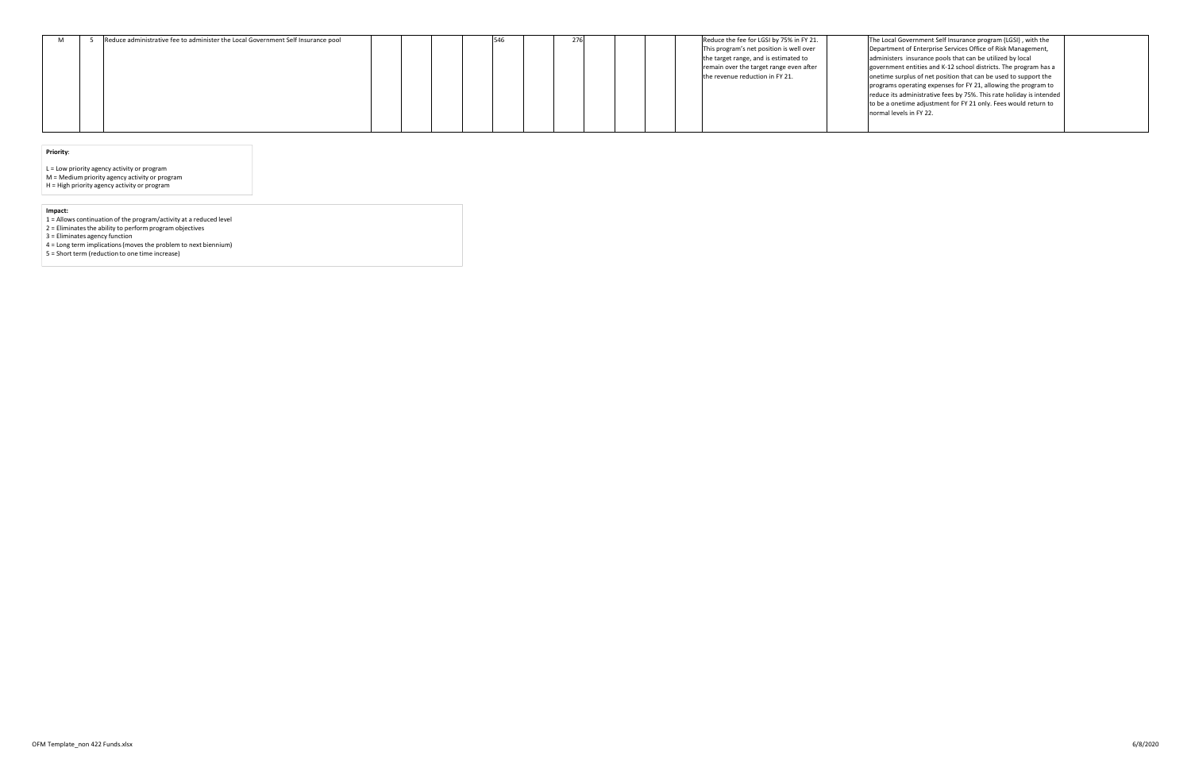| | | | | | | | | | | | | | | | | | |
|---|---|---|---|---|---|---|---|---|---|---|---|---|---|---|---|---|---|
| M | 5 | Reduce administrative fee to administer the Local Government Self Insurance pool | | | | | 546 | 276 | | | | | | Reduce the fee for LGSI by 75% in FY 21. This program's net position is well over the target range, and is estimated to remain over the target range even after the revenue reduction in FY 21. | | The Local Government Self Insurance program (LGSI) , with the Department of Enterprise Services Office of Risk Management, administers insurance pools that can be utilized by local government entities and K-12 school districts. The program has a onetime surplus of net position that can be used to support the programs operating expenses for FY 21, allowing the program to reduce its administrative fees by 75%. This rate holiday is intended to be a onetime adjustment for FY 21 only. Fees would return to normal levels in FY 22. | |

**Priority:**

L = Low priority agency activity or program
M = Medium priority agency activity or program
H = High priority agency activity or program

**Impact:**

1 = Allows continuation of the program/activity at a reduced level
2 = Eliminates the ability to perform program objectives
3 = Eliminates agency function
4 = Long term implications (moves the problem to next biennium)
5 = Short term (reduction to one time increase)